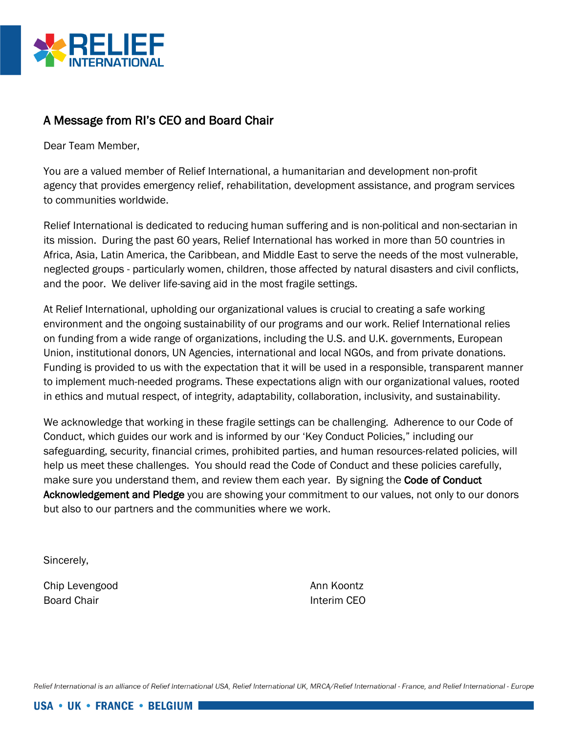## A Message from RI's CEO and Board Chair

Dear Team Member,

You are a valued member of Relief International, a humanitarian and development non-profit agency that provides emergency relief, rehabilitation, development assistance, and program services to communities worldwide.

Relief International is dedicated to reducing human suffering and is non-political and non-sectarian in its mission. During the past 60 years, Relief International has worked in more than 50 countries in Africa, Asia, Latin America, the Caribbean, and Middle East to serve the needs of the most vulnerable, neglected groups - particularly women, children, those affected by natural disasters and civil conflicts, and the poor. We deliver life-saving aid in the most fragile settings.

At Relief International, upholding our organizational values is crucial to creating a safe working environment and the ongoing sustainability of our programs and our work. Relief International relies on funding from a wide range of organizations, including the U.S. and U.K. governments, European Union, institutional donors, UN Agencies, international and local NGOs, and from private donations. Funding is provided to us with the expectation that it will be used in a responsible, transparent manner to implement much-needed programs. These expectations align with our organizational values, rooted in ethics and mutual respect, of integrity, adaptability, collaboration, inclusivity, and sustainability.

We acknowledge that working in these fragile settings can be challenging. Adherence to our Code of Conduct, which guides our work and is informed by our 'Key Conduct Policies," including our safeguarding, security, financial crimes, prohibited parties, and human resources-related policies, will help us meet these challenges. You should read the Code of Conduct and these policies carefully, make sure you understand them, and review them each year. By signing the **Code of Conduct Acknowledgement and Pledge** you are showing your commitment to our values, not only to our donors but also to our partners and the communities where we work.

Sincerely,

Chip Levengood
Board Chair

Ann Koontz
Interim CEO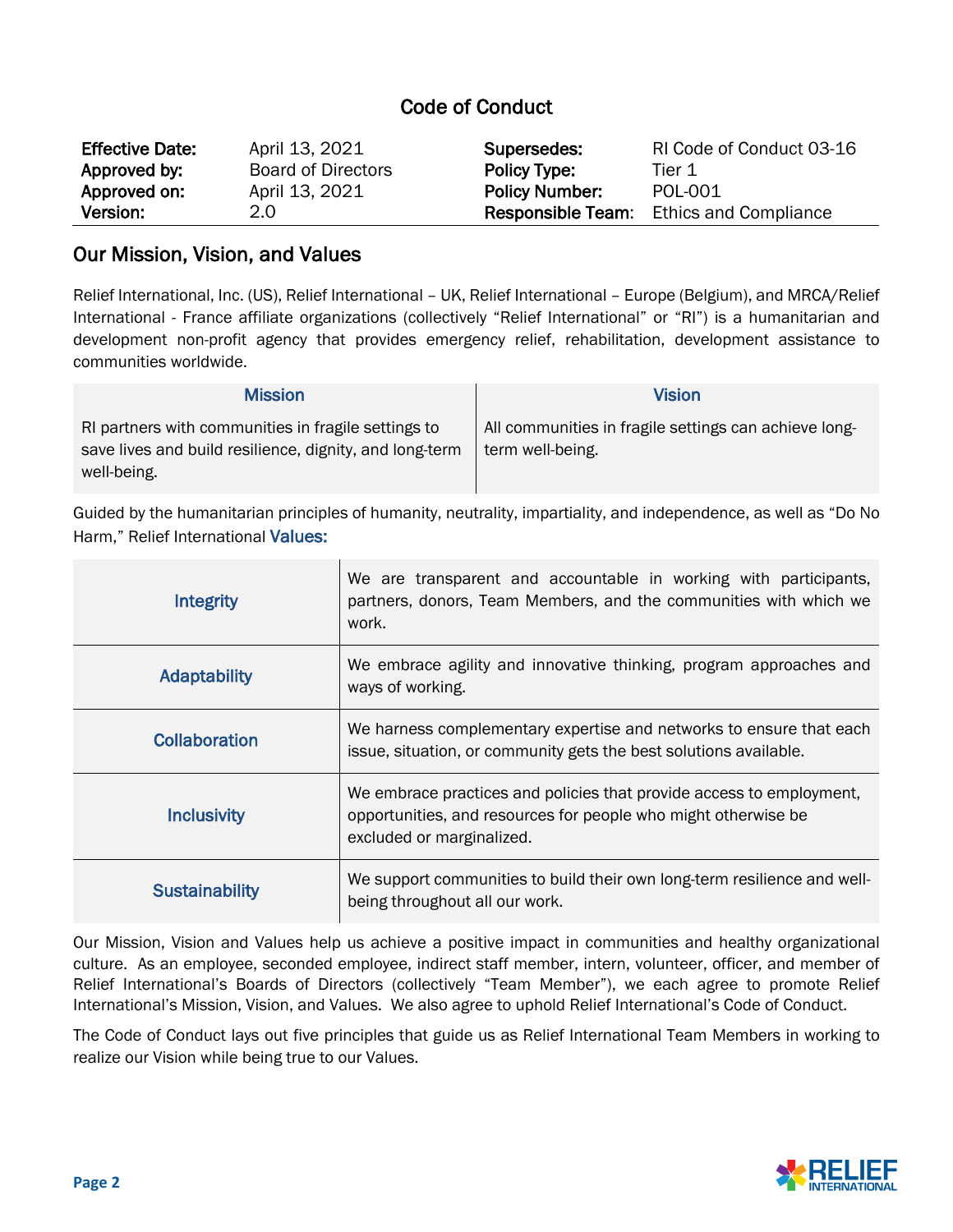# Code of Conduct

| Effective Date: | April 13, 2021 | Supersedes: | RI Code of Conduct 03-16 |
|---|---|---|---|
| Approved by: | Board of Directors | Policy Type: | Tier 1 |
| Approved on: | April 13, 2021 | Policy Number: | POL-001 |
| Version: | 2.0 | Responsible Team: | Ethics and Compliance |

## Our Mission, Vision, and Values

Relief International, Inc. (US), Relief International – UK, Relief International – Europe (Belgium), and MRCA/Relief International - France affiliate organizations (collectively "Relief International" or "RI") is a humanitarian and development non-profit agency that provides emergency relief, rehabilitation, development assistance to communities worldwide.

| Mission | Vision |
|---|---|
| RI partners with communities in fragile settings to save lives and build resilience, dignity, and long-term well-being. | All communities in fragile settings can achieve long-term well-being. |

Guided by the humanitarian principles of humanity, neutrality, impartiality, and independence, as well as "Do No Harm," Relief International **Values:**

| | |
|---|---|
| **Integrity** | We are transparent and accountable in working with participants, partners, donors, Team Members, and the communities with which we work. |
| **Adaptability** | We embrace agility and innovative thinking, program approaches and ways of working. |
| **Collaboration** | We harness complementary expertise and networks to ensure that each issue, situation, or community gets the best solutions available. |
| **Inclusivity** | We embrace practices and policies that provide access to employment, opportunities, and resources for people who might otherwise be excluded or marginalized. |
| **Sustainability** | We support communities to build their own long-term resilience and well-being throughout all our work. |

Our Mission, Vision and Values help us achieve a positive impact in communities and healthy organizational culture. As an employee, seconded employee, indirect staff member, intern, volunteer, officer, and member of Relief International's Boards of Directors (collectively "Team Member"), we each agree to promote Relief International's Mission, Vision, and Values. We also agree to uphold Relief International's Code of Conduct.

The Code of Conduct lays out five principles that guide us as Relief International Team Members in working to realize our Vision while being true to our Values.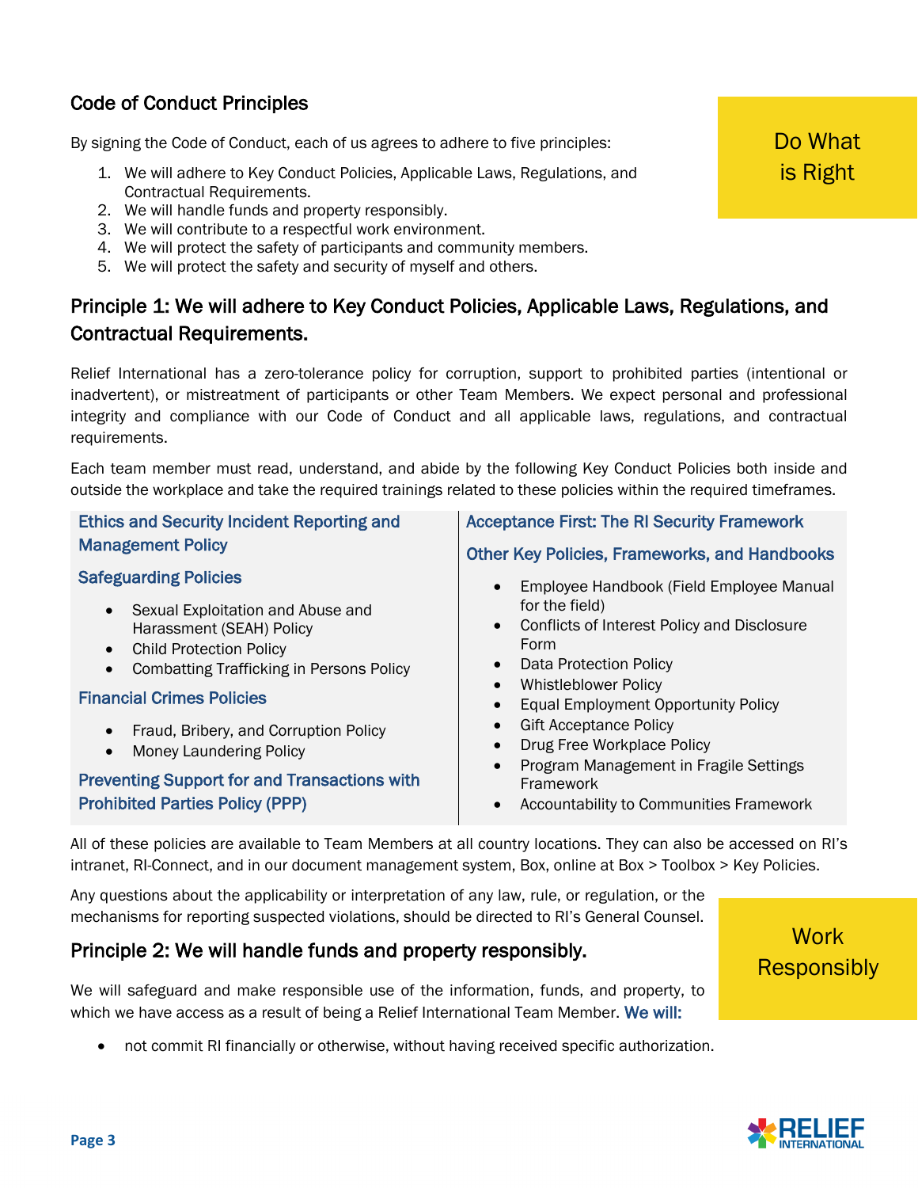## Code of Conduct Principles

Do What is Right

By signing the Code of Conduct, each of us agrees to adhere to five principles:

1. We will adhere to Key Conduct Policies, Applicable Laws, Regulations, and Contractual Requirements.
2. We will handle funds and property responsibly.
3. We will contribute to a respectful work environment.
4. We will protect the safety of participants and community members.
5. We will protect the safety and security of myself and others.

## Principle 1: We will adhere to Key Conduct Policies, Applicable Laws, Regulations, and Contractual Requirements.

Relief International has a zero-tolerance policy for corruption, support to prohibited parties (intentional or inadvertent), or mistreatment of participants or other Team Members. We expect personal and professional integrity and compliance with our Code of Conduct and all applicable laws, regulations, and contractual requirements.

Each team member must read, understand, and abide by the following Key Conduct Policies both inside and outside the workplace and take the required trainings related to these policies within the required timeframes.

**Ethics and Security Incident Reporting and Management Policy**

**Safeguarding Policies**

- Sexual Exploitation and Abuse and Harassment (SEAH) Policy
- Child Protection Policy
- Combatting Trafficking in Persons Policy

**Financial Crimes Policies**

- Fraud, Bribery, and Corruption Policy
- Money Laundering Policy

**Preventing Support for and Transactions with Prohibited Parties Policy (PPP)**

**Acceptance First: The RI Security Framework**

**Other Key Policies, Frameworks, and Handbooks**

- Employee Handbook (Field Employee Manual for the field)
- Conflicts of Interest Policy and Disclosure Form
- Data Protection Policy
- Whistleblower Policy
- Equal Employment Opportunity Policy
- Gift Acceptance Policy
- Drug Free Workplace Policy
- Program Management in Fragile Settings Framework
- Accountability to Communities Framework

All of these policies are available to Team Members at all country locations. They can also be accessed on RI's intranet, RI-Connect, and in our document management system, Box, online at Box > Toolbox > Key Policies.

Any questions about the applicability or interpretation of any law, rule, or regulation, or the mechanisms for reporting suspected violations, should be directed to RI's General Counsel.

Work Responsibly

## Principle 2: We will handle funds and property responsibly.

We will safeguard and make responsible use of the information, funds, and property, to which we have access as a result of being a Relief International Team Member. **We will:**

- not commit RI financially or otherwise, without having received specific authorization.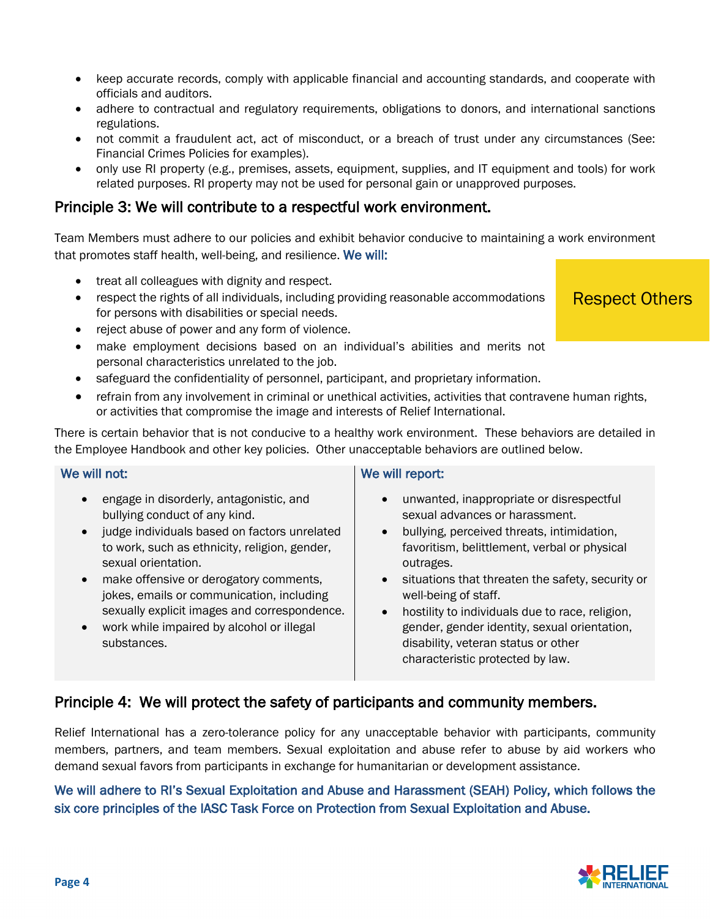- keep accurate records, comply with applicable financial and accounting standards, and cooperate with officials and auditors.
- adhere to contractual and regulatory requirements, obligations to donors, and international sanctions regulations.
- not commit a fraudulent act, act of misconduct, or a breach of trust under any circumstances (See: Financial Crimes Policies for examples).
- only use RI property (e.g., premises, assets, equipment, supplies, and IT equipment and tools) for work related purposes. RI property may not be used for personal gain or unapproved purposes.

## Principle 3: We will contribute to a respectful work environment.

Team Members must adhere to our policies and exhibit behavior conducive to maintaining a work environment that promotes staff health, well-being, and resilience. **We will:**

Respect Others

- treat all colleagues with dignity and respect.
- respect the rights of all individuals, including providing reasonable accommodations for persons with disabilities or special needs.
- reject abuse of power and any form of violence.
- make employment decisions based on an individual's abilities and merits not personal characteristics unrelated to the job.
- safeguard the confidentiality of personnel, participant, and proprietary information.
- refrain from any involvement in criminal or unethical activities, activities that contravene human rights, or activities that compromise the image and interests of Relief International.

There is certain behavior that is not conducive to a healthy work environment. These behaviors are detailed in the Employee Handbook and other key policies. Other unacceptable behaviors are outlined below.

| We will not: | We will report: |
| --- | --- |
| • engage in disorderly, antagonistic, and bullying conduct of any kind.<br>• judge individuals based on factors unrelated to work, such as ethnicity, religion, gender, sexual orientation.<br>• make offensive or derogatory comments, jokes, emails or communication, including sexually explicit images and correspondence.<br>• work while impaired by alcohol or illegal substances. | • unwanted, inappropriate or disrespectful sexual advances or harassment.<br>• bullying, perceived threats, intimidation, favoritism, belittlement, verbal or physical outrages.<br>• situations that threaten the safety, security or well-being of staff.<br>• hostility to individuals due to race, religion, gender, gender identity, sexual orientation, disability, veteran status or other characteristic protected by law. |

## Principle 4: We will protect the safety of participants and community members.

Relief International has a zero-tolerance policy for any unacceptable behavior with participants, community members, partners, and team members. Sexual exploitation and abuse refer to abuse by aid workers who demand sexual favors from participants in exchange for humanitarian or development assistance.

**We will adhere to RI's Sexual Exploitation and Abuse and Harassment (SEAH) Policy, which follows the six core principles of the IASC Task Force on Protection from Sexual Exploitation and Abuse.**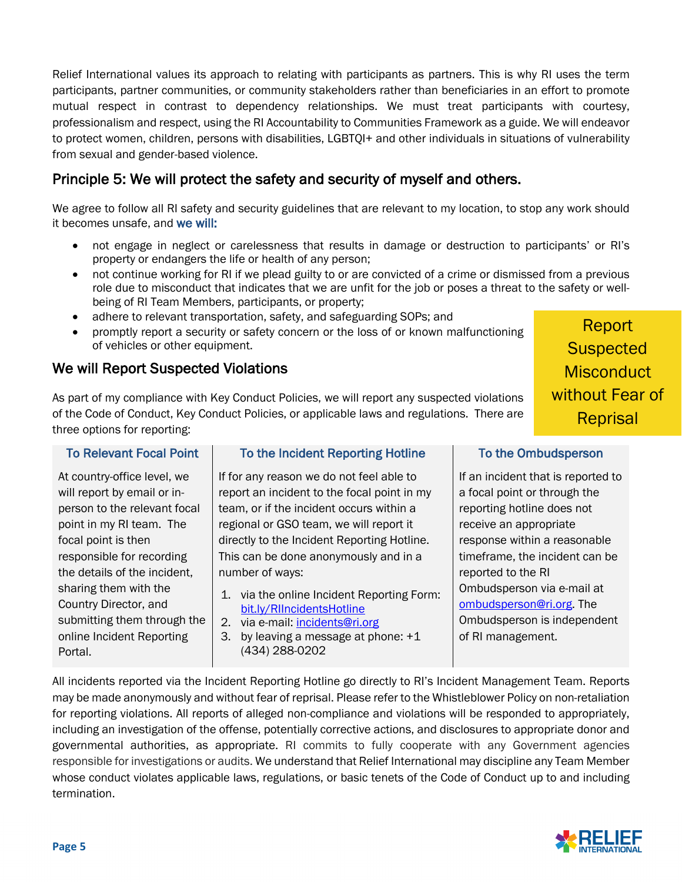Relief International values its approach to relating with participants as partners. This is why RI uses the term participants, partner communities, or community stakeholders rather than beneficiaries in an effort to promote mutual respect in contrast to dependency relationships. We must treat participants with courtesy, professionalism and respect, using the RI Accountability to Communities Framework as a guide. We will endeavor to protect women, children, persons with disabilities, LGBTQI+ and other individuals in situations of vulnerability from sexual and gender-based violence.

## Principle 5: We will protect the safety and security of myself and others.

We agree to follow all RI safety and security guidelines that are relevant to my location, to stop any work should it becomes unsafe, and **we will:**

- not engage in neglect or carelessness that results in damage or destruction to participants' or RI's property or endangers the life or health of any person;
- not continue working for RI if we plead guilty to or are convicted of a crime or dismissed from a previous role due to misconduct that indicates that we are unfit for the job or poses a threat to the safety or well-being of RI Team Members, participants, or property;
- adhere to relevant transportation, safety, and safeguarding SOPs; and
- promptly report a security or safety concern or the loss of or known malfunctioning of vehicles or other equipment.

**Report Suspected Misconduct without Fear of Reprisal**

## We will Report Suspected Violations

As part of my compliance with Key Conduct Policies, we will report any suspected violations of the Code of Conduct, Key Conduct Policies, or applicable laws and regulations. There are three options for reporting:

| To Relevant Focal Point | To the Incident Reporting Hotline | To the Ombudsperson |
|---|---|---|
| At country-office level, we will report by email or in-person to the relevant focal point in my RI team. The focal point is then responsible for recording the details of the incident, sharing them with the Country Director, and submitting them through the online Incident Reporting Portal. | If for any reason we do not feel able to report an incident to the focal point in my team, or if the incident occurs within a regional or GSO team, we will report it directly to the Incident Reporting Hotline. This can be done anonymously and in a number of ways:<br>1. via the online Incident Reporting Form: bit.ly/RIIncidentsHotline<br>2. via e-mail: incidents@ri.org<br>3. by leaving a message at phone: +1 (434) 288-0202 | If an incident that is reported to a focal point or through the reporting hotline does not receive an appropriate response within a reasonable timeframe, the incident can be reported to the RI Ombudsperson via e-mail at ombudsperson@ri.org. The Ombudsperson is independent of RI management. |

All incidents reported via the Incident Reporting Hotline go directly to RI's Incident Management Team. Reports may be made anonymously and without fear of reprisal. Please refer to the Whistleblower Policy on non-retaliation for reporting violations. All reports of alleged non-compliance and violations will be responded to appropriately, including an investigation of the offense, potentially corrective actions, and disclosures to appropriate donor and governmental authorities, as appropriate. RI commits to fully cooperate with any Government agencies responsible for investigations or audits. We understand that Relief International may discipline any Team Member whose conduct violates applicable laws, regulations, or basic tenets of the Code of Conduct up to and including termination.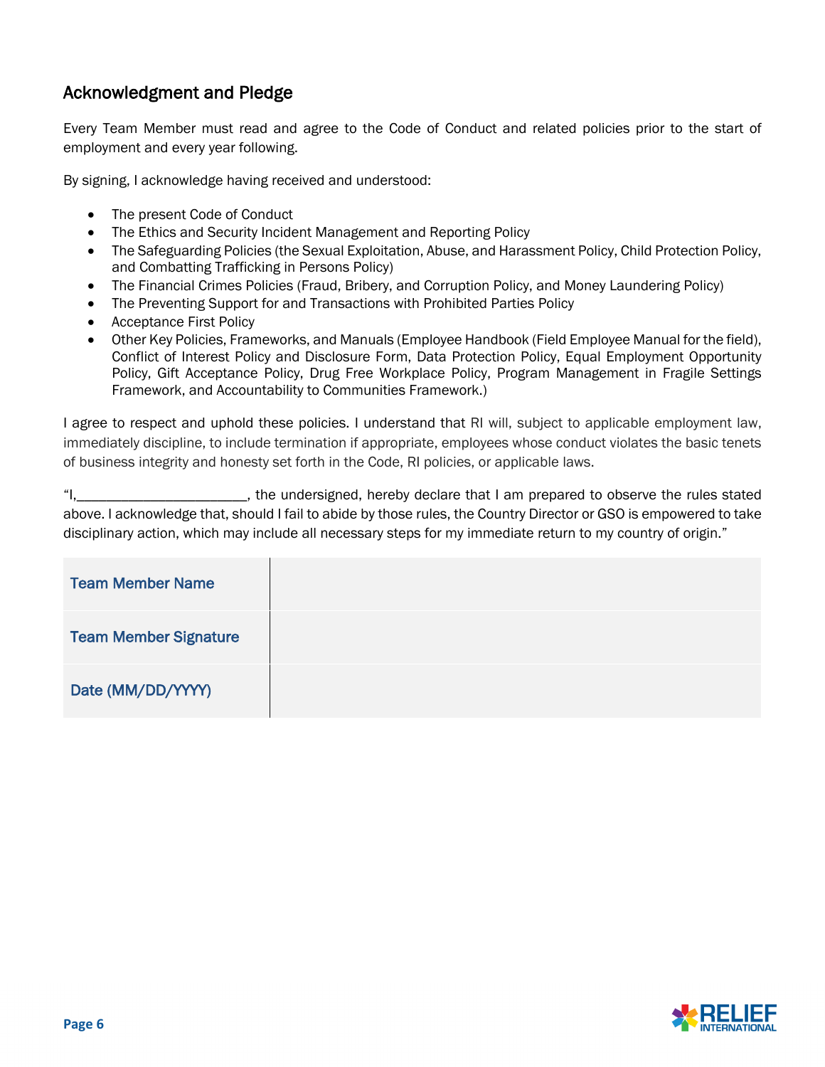## Acknowledgment and Pledge

Every Team Member must read and agree to the Code of Conduct and related policies prior to the start of employment and every year following.

By signing, I acknowledge having received and understood:

- The present Code of Conduct
- The Ethics and Security Incident Management and Reporting Policy
- The Safeguarding Policies (the Sexual Exploitation, Abuse, and Harassment Policy, Child Protection Policy, and Combatting Trafficking in Persons Policy)
- The Financial Crimes Policies (Fraud, Bribery, and Corruption Policy, and Money Laundering Policy)
- The Preventing Support for and Transactions with Prohibited Parties Policy
- Acceptance First Policy
- Other Key Policies, Frameworks, and Manuals (Employee Handbook (Field Employee Manual for the field), Conflict of Interest Policy and Disclosure Form, Data Protection Policy, Equal Employment Opportunity Policy, Gift Acceptance Policy, Drug Free Workplace Policy, Program Management in Fragile Settings Framework, and Accountability to Communities Framework.)

I agree to respect and uphold these policies. I understand that RI will, subject to applicable employment law, immediately discipline, to include termination if appropriate, employees whose conduct violates the basic tenets of business integrity and honesty set forth in the Code, RI policies, or applicable laws.

"I,________________________, the undersigned, hereby declare that I am prepared to observe the rules stated above. I acknowledge that, should I fail to abide by those rules, the Country Director or GSO is empowered to take disciplinary action, which may include all necessary steps for my immediate return to my country of origin."

| | |
|---|---|
| Team Member Name | |
| Team Member Signature | |
| Date (MM/DD/YYYY) | |